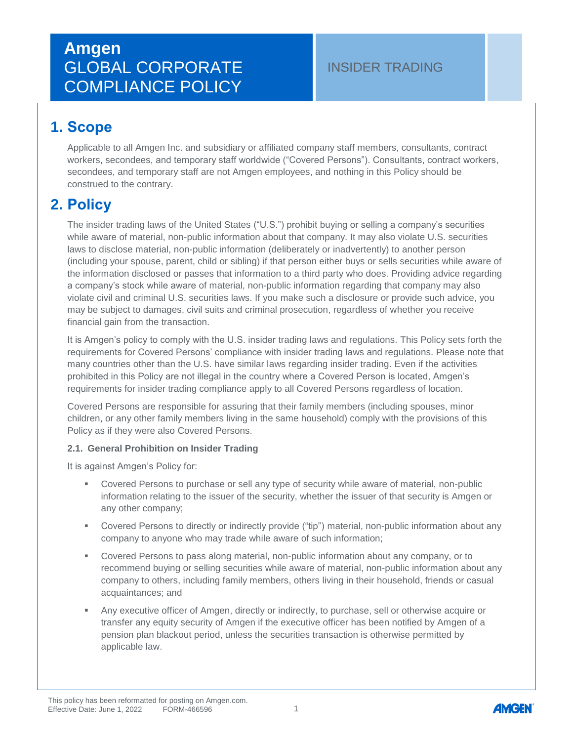# Amgen GLOBAL CORPORATE COMPLIANCE POLICY

INSIDER TRADING

## 1. Scope

Applicable to all Amgen Inc. and subsidiary or affiliated company staff members, consultants, contract workers, secondees, and temporary staff worldwide ("Covered Persons"). Consultants, contract workers, secondees, and temporary staff are not Amgen employees, and nothing in this Policy should be construed to the contrary.

## 2. Policy

The insider trading laws of the United States ("U.S.") prohibit buying or selling a company's securities while aware of material, non-public information about that company. It may also violate U.S. securities laws to disclose material, non-public information (deliberately or inadvertently) to another person (including your spouse, parent, child or sibling) if that person either buys or sells securities while aware of the information disclosed or passes that information to a third party who does. Providing advice regarding a company's stock while aware of material, non-public information regarding that company may also violate civil and criminal U.S. securities laws. If you make such a disclosure or provide such advice, you may be subject to damages, civil suits and criminal prosecution, regardless of whether you receive financial gain from the transaction.

It is Amgen's policy to comply with the U.S. insider trading laws and regulations. This Policy sets forth the requirements for Covered Persons' compliance with insider trading laws and regulations. Please note that many countries other than the U.S. have similar laws regarding insider trading. Even if the activities prohibited in this Policy are not illegal in the country where a Covered Person is located, Amgen's requirements for insider trading compliance apply to all Covered Persons regardless of location.

Covered Persons are responsible for assuring that their family members (including spouses, minor children, or any other family members living in the same household) comply with the provisions of this Policy as if they were also Covered Persons.

### 2.1. General Prohibition on Insider Trading

It is against Amgen's Policy for:

- Covered Persons to purchase or sell any type of security while aware of material, non-public information relating to the issuer of the security, whether the issuer of that security is Amgen or any other company;
- Covered Persons to directly or indirectly provide ("tip") material, non-public information about any company to anyone who may trade while aware of such information;
- Covered Persons to pass along material, non-public information about any company, or to recommend buying or selling securities while aware of material, non-public information about any company to others, including family members, others living in their household, friends or casual acquaintances; and
- Any executive officer of Amgen, directly or indirectly, to purchase, sell or otherwise acquire or transfer any equity security of Amgen if the executive officer has been notified by Amgen of a pension plan blackout period, unless the securities transaction is otherwise permitted by applicable law.

This policy has been reformatted for posting on Amgen.com.
Effective Date: June 1, 2022 FORM-466596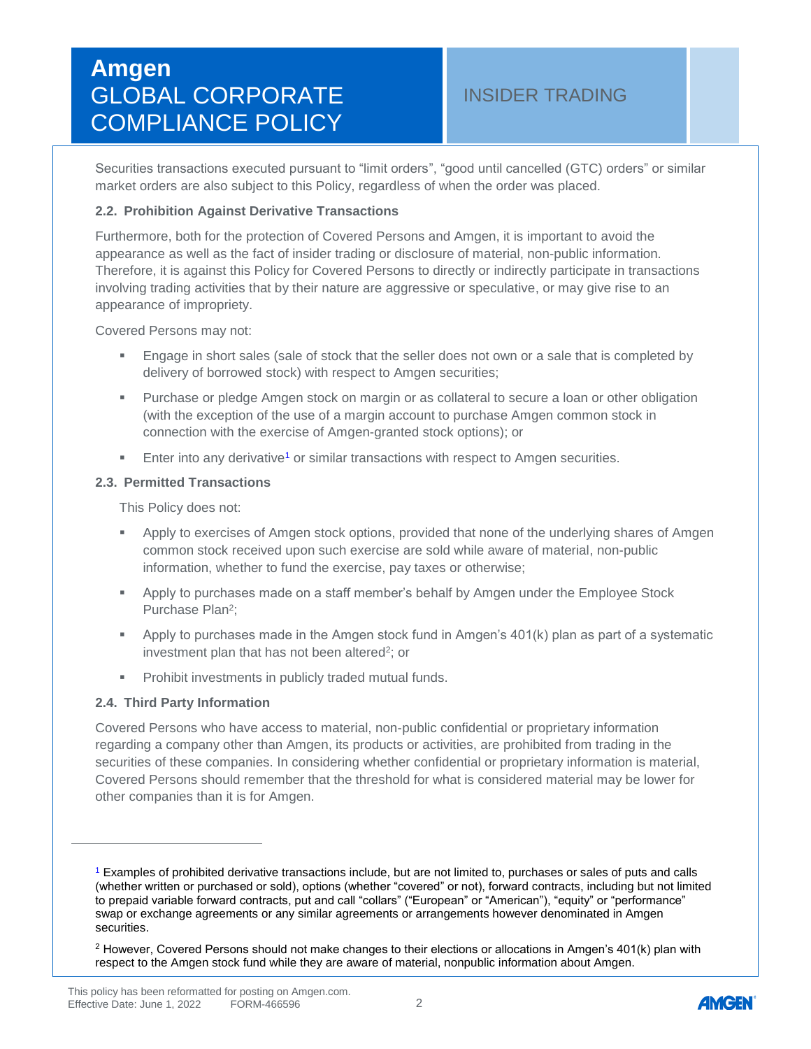Securities transactions executed pursuant to "limit orders", "good until cancelled (GTC) orders" or similar market orders are also subject to this Policy, regardless of when the order was placed.

### 2.2. Prohibition Against Derivative Transactions

Furthermore, both for the protection of Covered Persons and Amgen, it is important to avoid the appearance as well as the fact of insider trading or disclosure of material, non-public information. Therefore, it is against this Policy for Covered Persons to directly or indirectly participate in transactions involving trading activities that by their nature are aggressive or speculative, or may give rise to an appearance of impropriety.

Covered Persons may not:

- Engage in short sales (sale of stock that the seller does not own or a sale that is completed by delivery of borrowed stock) with respect to Amgen securities;
- Purchase or pledge Amgen stock on margin or as collateral to secure a loan or other obligation (with the exception of the use of a margin account to purchase Amgen common stock in connection with the exercise of Amgen-granted stock options); or
- Enter into any derivative[1] or similar transactions with respect to Amgen securities.

### 2.3. Permitted Transactions

This Policy does not:

- Apply to exercises of Amgen stock options, provided that none of the underlying shares of Amgen common stock received upon such exercise are sold while aware of material, non-public information, whether to fund the exercise, pay taxes or otherwise;
- Apply to purchases made on a staff member's behalf by Amgen under the Employee Stock Purchase Plan[2];
- Apply to purchases made in the Amgen stock fund in Amgen's 401(k) plan as part of a systematic investment plan that has not been altered[2]; or
- Prohibit investments in publicly traded mutual funds.

### 2.4. Third Party Information

Covered Persons who have access to material, non-public confidential or proprietary information regarding a company other than Amgen, its products or activities, are prohibited from trading in the securities of these companies. In considering whether confidential or proprietary information is material, Covered Persons should remember that the threshold for what is considered material may be lower for other companies than it is for Amgen.

---

[1] Examples of prohibited derivative transactions include, but are not limited to, purchases or sales of puts and calls (whether written or purchased or sold), options (whether "covered" or not), forward contracts, including but not limited to prepaid variable forward contracts, put and call "collars" ("European" or "American"), "equity" or "performance" swap or exchange agreements or any similar agreements or arrangements however denominated in Amgen securities.

[2] However, Covered Persons should not make changes to their elections or allocations in Amgen's 401(k) plan with respect to the Amgen stock fund while they are aware of material, nonpublic information about Amgen.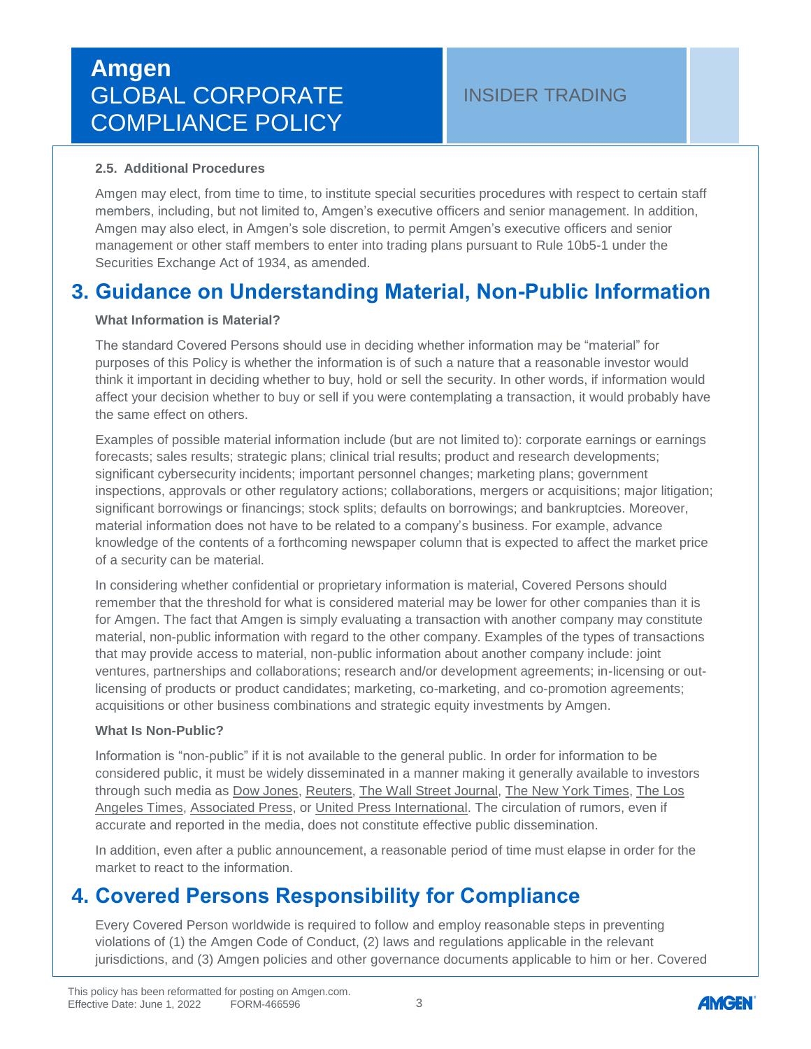### 2.5. Additional Procedures

Amgen may elect, from time to time, to institute special securities procedures with respect to certain staff members, including, but not limited to, Amgen's executive officers and senior management. In addition, Amgen may also elect, in Amgen's sole discretion, to permit Amgen's executive officers and senior management or other staff members to enter into trading plans pursuant to Rule 10b5-1 under the Securities Exchange Act of 1934, as amended.

# 3. Guidance on Understanding Material, Non-Public Information

**What Information is Material?**

The standard Covered Persons should use in deciding whether information may be "material" for purposes of this Policy is whether the information is of such a nature that a reasonable investor would think it important in deciding whether to buy, hold or sell the security. In other words, if information would affect your decision whether to buy or sell if you were contemplating a transaction, it would probably have the same effect on others.

Examples of possible material information include (but are not limited to): corporate earnings or earnings forecasts; sales results; strategic plans; clinical trial results; product and research developments; significant cybersecurity incidents; important personnel changes; marketing plans; government inspections, approvals or other regulatory actions; collaborations, mergers or acquisitions; major litigation; significant borrowings or financings; stock splits; defaults on borrowings; and bankruptcies. Moreover, material information does not have to be related to a company's business. For example, advance knowledge of the contents of a forthcoming newspaper column that is expected to affect the market price of a security can be material.

In considering whether confidential or proprietary information is material, Covered Persons should remember that the threshold for what is considered material may be lower for other companies than it is for Amgen. The fact that Amgen is simply evaluating a transaction with another company may constitute material, non-public information with regard to the other company. Examples of the types of transactions that may provide access to material, non-public information about another company include: joint ventures, partnerships and collaborations; research and/or development agreements; in-licensing or out-licensing of products or product candidates; marketing, co-marketing, and co-promotion agreements; acquisitions or other business combinations and strategic equity investments by Amgen.

**What Is Non-Public?**

Information is "non-public" if it is not available to the general public. In order for information to be considered public, it must be widely disseminated in a manner making it generally available to investors through such media as Dow Jones, Reuters, The Wall Street Journal, The New York Times, The Los Angeles Times, Associated Press, or United Press International. The circulation of rumors, even if accurate and reported in the media, does not constitute effective public dissemination.

In addition, even after a public announcement, a reasonable period of time must elapse in order for the market to react to the information.

# 4. Covered Persons Responsibility for Compliance

Every Covered Person worldwide is required to follow and employ reasonable steps in preventing violations of (1) the Amgen Code of Conduct, (2) laws and regulations applicable in the relevant jurisdictions, and (3) Amgen policies and other governance documents applicable to him or her. Covered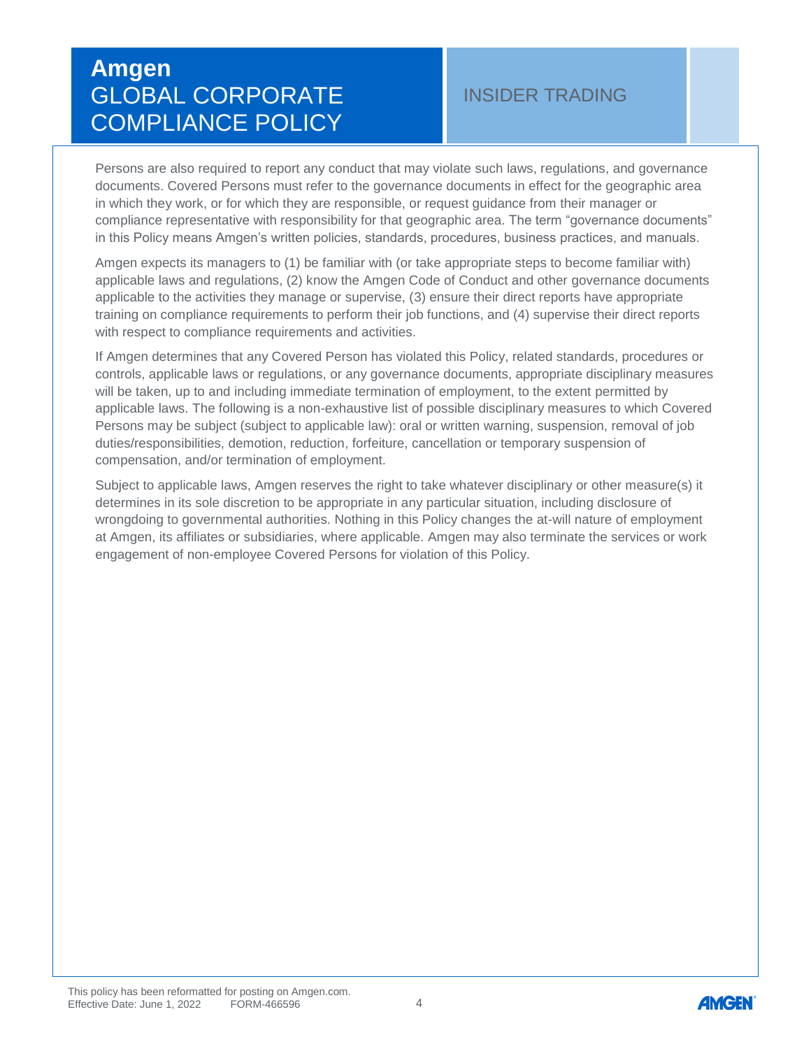Persons are also required to report any conduct that may violate such laws, regulations, and governance documents. Covered Persons must refer to the governance documents in effect for the geographic area in which they work, or for which they are responsible, or request guidance from their manager or compliance representative with responsibility for that geographic area. The term "governance documents" in this Policy means Amgen's written policies, standards, procedures, business practices, and manuals.

Amgen expects its managers to (1) be familiar with (or take appropriate steps to become familiar with) applicable laws and regulations, (2) know the Amgen Code of Conduct and other governance documents applicable to the activities they manage or supervise, (3) ensure their direct reports have appropriate training on compliance requirements to perform their job functions, and (4) supervise their direct reports with respect to compliance requirements and activities.

If Amgen determines that any Covered Person has violated this Policy, related standards, procedures or controls, applicable laws or regulations, or any governance documents, appropriate disciplinary measures will be taken, up to and including immediate termination of employment, to the extent permitted by applicable laws. The following is a non-exhaustive list of possible disciplinary measures to which Covered Persons may be subject (subject to applicable law): oral or written warning, suspension, removal of job duties/responsibilities, demotion, reduction, forfeiture, cancellation or temporary suspension of compensation, and/or termination of employment.

Subject to applicable laws, Amgen reserves the right to take whatever disciplinary or other measure(s) it determines in its sole discretion to be appropriate in any particular situation, including disclosure of wrongdoing to governmental authorities. Nothing in this Policy changes the at-will nature of employment at Amgen, its affiliates or subsidiaries, where applicable. Amgen may also terminate the services or work engagement of non-employee Covered Persons for violation of this Policy.